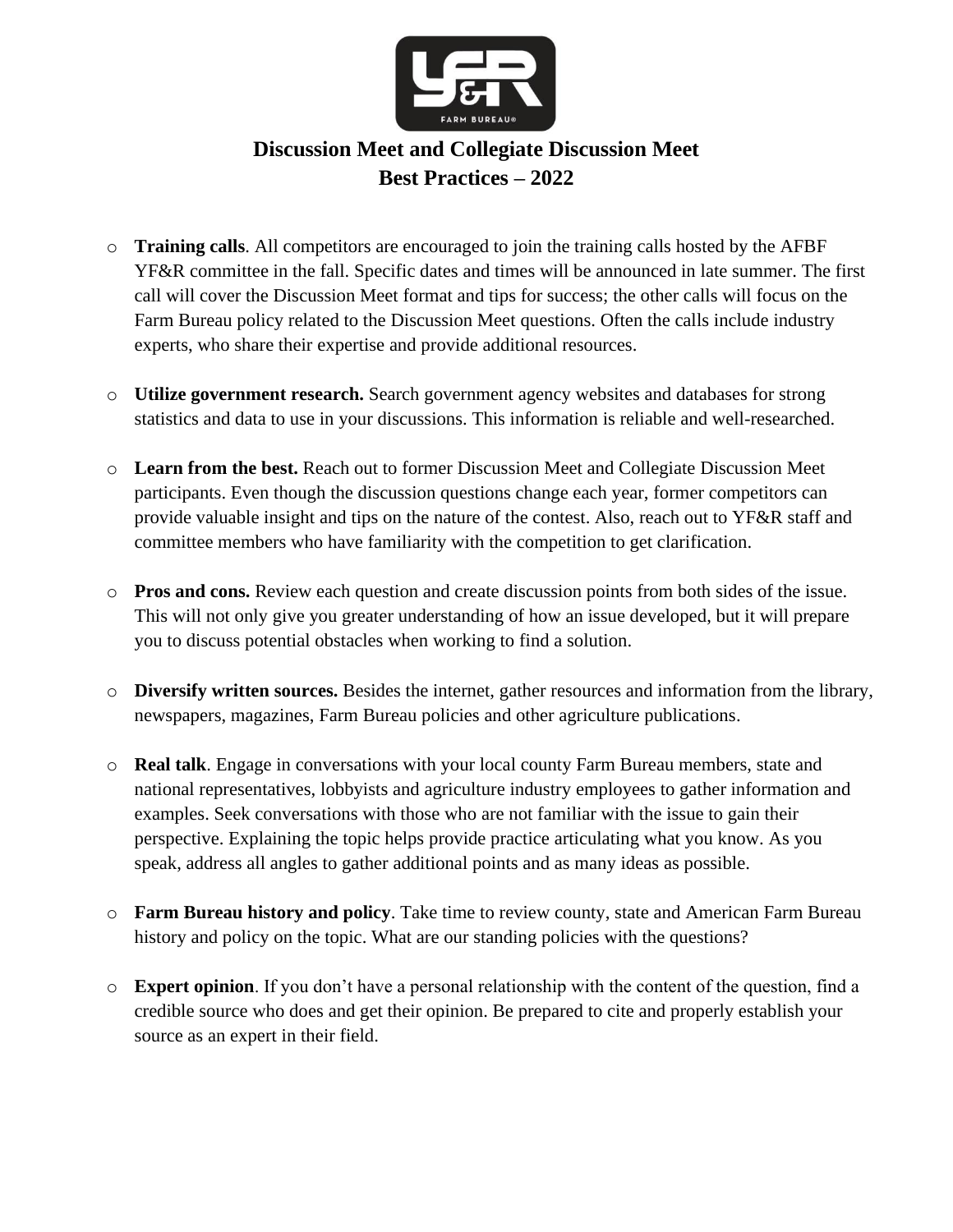# Discussion Meet and Collegiate Discussion Meet Best Practices – 2022

- **Training calls**. All competitors are encouraged to join the training calls hosted by the AFBF YF&R committee in the fall. Specific dates and times will be announced in late summer. The first call will cover the Discussion Meet format and tips for success; the other calls will focus on the Farm Bureau policy related to the Discussion Meet questions. Often the calls include industry experts, who share their expertise and provide additional resources.

- **Utilize government research.** Search government agency websites and databases for strong statistics and data to use in your discussions. This information is reliable and well-researched.

- **Learn from the best.** Reach out to former Discussion Meet and Collegiate Discussion Meet participants. Even though the discussion questions change each year, former competitors can provide valuable insight and tips on the nature of the contest. Also, reach out to YF&R staff and committee members who have familiarity with the competition to get clarification.

- **Pros and cons.** Review each question and create discussion points from both sides of the issue. This will not only give you greater understanding of how an issue developed, but it will prepare you to discuss potential obstacles when working to find a solution.

- **Diversify written sources.** Besides the internet, gather resources and information from the library, newspapers, magazines, Farm Bureau policies and other agriculture publications.

- **Real talk**. Engage in conversations with your local county Farm Bureau members, state and national representatives, lobbyists and agriculture industry employees to gather information and examples. Seek conversations with those who are not familiar with the issue to gain their perspective. Explaining the topic helps provide practice articulating what you know. As you speak, address all angles to gather additional points and as many ideas as possible.

- **Farm Bureau history and policy**. Take time to review county, state and American Farm Bureau history and policy on the topic. What are our standing policies with the questions?

- **Expert opinion**. If you don't have a personal relationship with the content of the question, find a credible source who does and get their opinion. Be prepared to cite and properly establish your source as an expert in their field.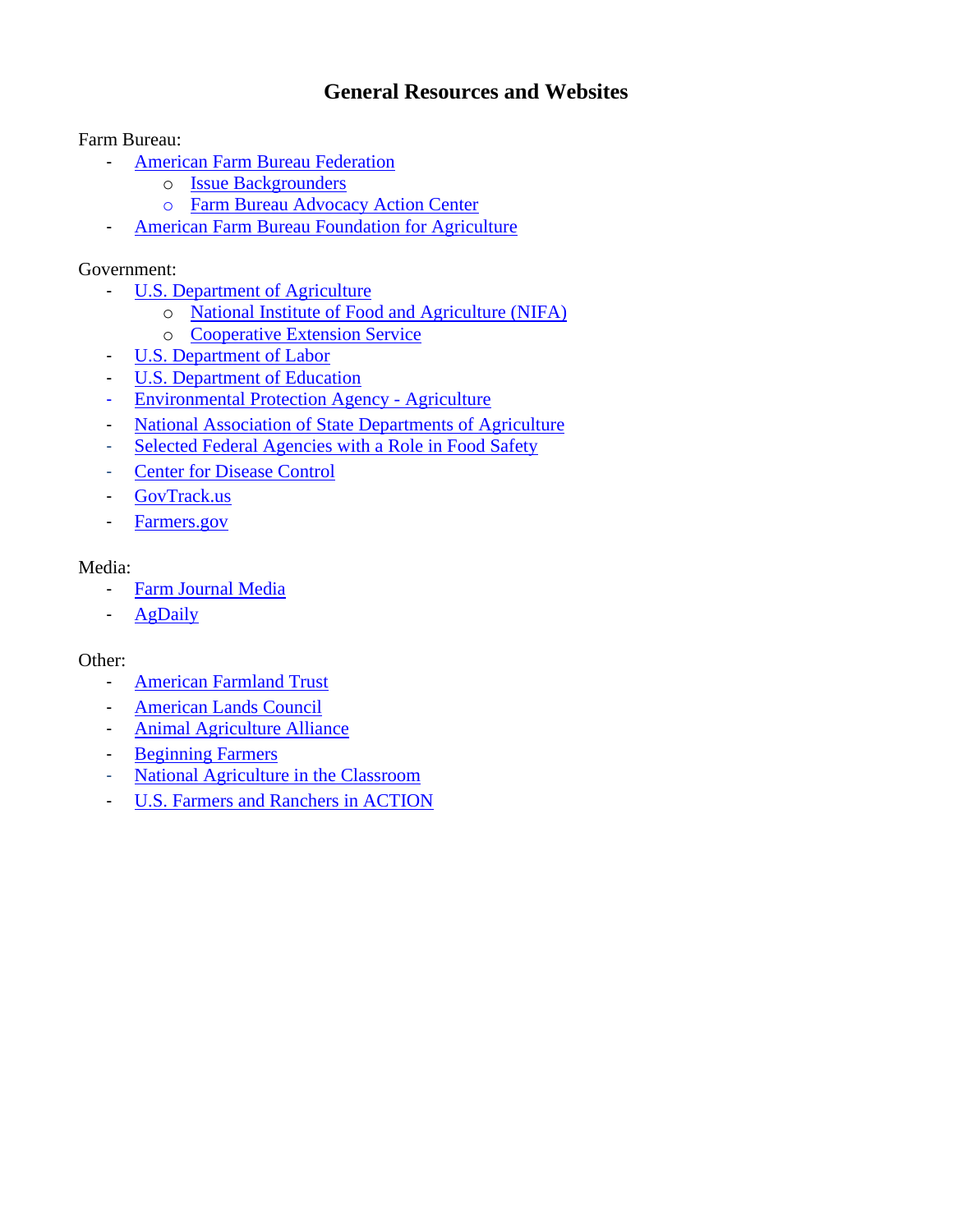# General Resources and Websites

Farm Bureau:

- American Farm Bureau Federation
    - Issue Backgrounders
    - Farm Bureau Advocacy Action Center
- American Farm Bureau Foundation for Agriculture

Government:

- U.S. Department of Agriculture
    - National Institute of Food and Agriculture (NIFA)
    - Cooperative Extension Service
- U.S. Department of Labor
- U.S. Department of Education
- Environmental Protection Agency - Agriculture
- National Association of State Departments of Agriculture
- Selected Federal Agencies with a Role in Food Safety
- Center for Disease Control
- GovTrack.us
- Farmers.gov

Media:

- Farm Journal Media
- AgDaily

Other:

- American Farmland Trust
- American Lands Council
- Animal Agriculture Alliance
- Beginning Farmers
- National Agriculture in the Classroom
- U.S. Farmers and Ranchers in ACTION